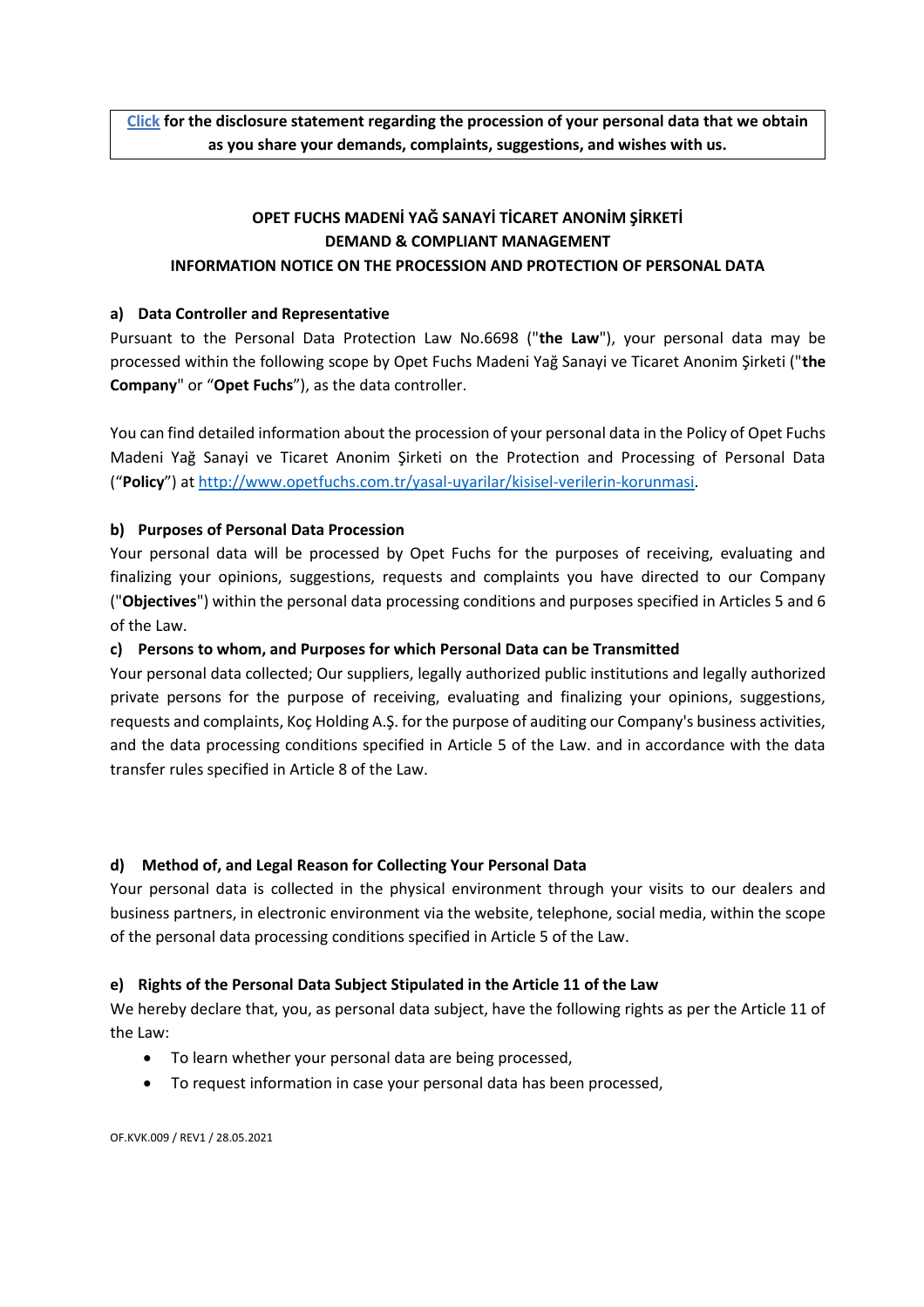**[Click](#) for the disclosure statement regarding the procession of your personal data that we obtain as you share your demands, complaints, suggestions, and wishes with us.**

# OPET FUCHS MADENİ YAĞ SANAYİ TİCARET ANONİM ŞİRKETİ
# DEMAND & COMPLIANT MANAGEMENT
# INFORMATION NOTICE ON THE PROCESSION AND PROTECTION OF PERSONAL DATA

## a) Data Controller and Representative

Pursuant to the Personal Data Protection Law No.6698 ("**the Law**"), your personal data may be processed within the following scope by Opet Fuchs Madeni Yağ Sanayi ve Ticaret Anonim Şirketi ("**the Company**" or "**Opet Fuchs**"), as the data controller.

You can find detailed information about the procession of your personal data in the Policy of Opet Fuchs Madeni Yağ Sanayi ve Ticaret Anonim Şirketi on the Protection and Processing of Personal Data ("**Policy**") at [http://www.opetfuchs.com.tr/yasal-uyarilar/kisisel-verilerin-korunmasi](http://www.opetfuchs.com.tr/yasal-uyarilar/kisisel-verilerin-korunmasi).

## b) Purposes of Personal Data Procession

Your personal data will be processed by Opet Fuchs for the purposes of receiving, evaluating and finalizing your opinions, suggestions, requests and complaints you have directed to our Company ("**Objectives**") within the personal data processing conditions and purposes specified in Articles 5 and 6 of the Law.

## c) Persons to whom, and Purposes for which Personal Data can be Transmitted

Your personal data collected; Our suppliers, legally authorized public institutions and legally authorized private persons for the purpose of receiving, evaluating and finalizing your opinions, suggestions, requests and complaints, Koç Holding A.Ş. for the purpose of auditing our Company's business activities, and the data processing conditions specified in Article 5 of the Law. and in accordance with the data transfer rules specified in Article 8 of the Law.

## d) Method of, and Legal Reason for Collecting Your Personal Data

Your personal data is collected in the physical environment through your visits to our dealers and business partners, in electronic environment via the website, telephone, social media, within the scope of the personal data processing conditions specified in Article 5 of the Law.

## e) Rights of the Personal Data Subject Stipulated in the Article 11 of the Law

We hereby declare that, you, as personal data subject, have the following rights as per the Article 11 of the Law:

- To learn whether your personal data are being processed,
- To request information in case your personal data has been processed,

OF.KVK.009 / REV1 / 28.05.2021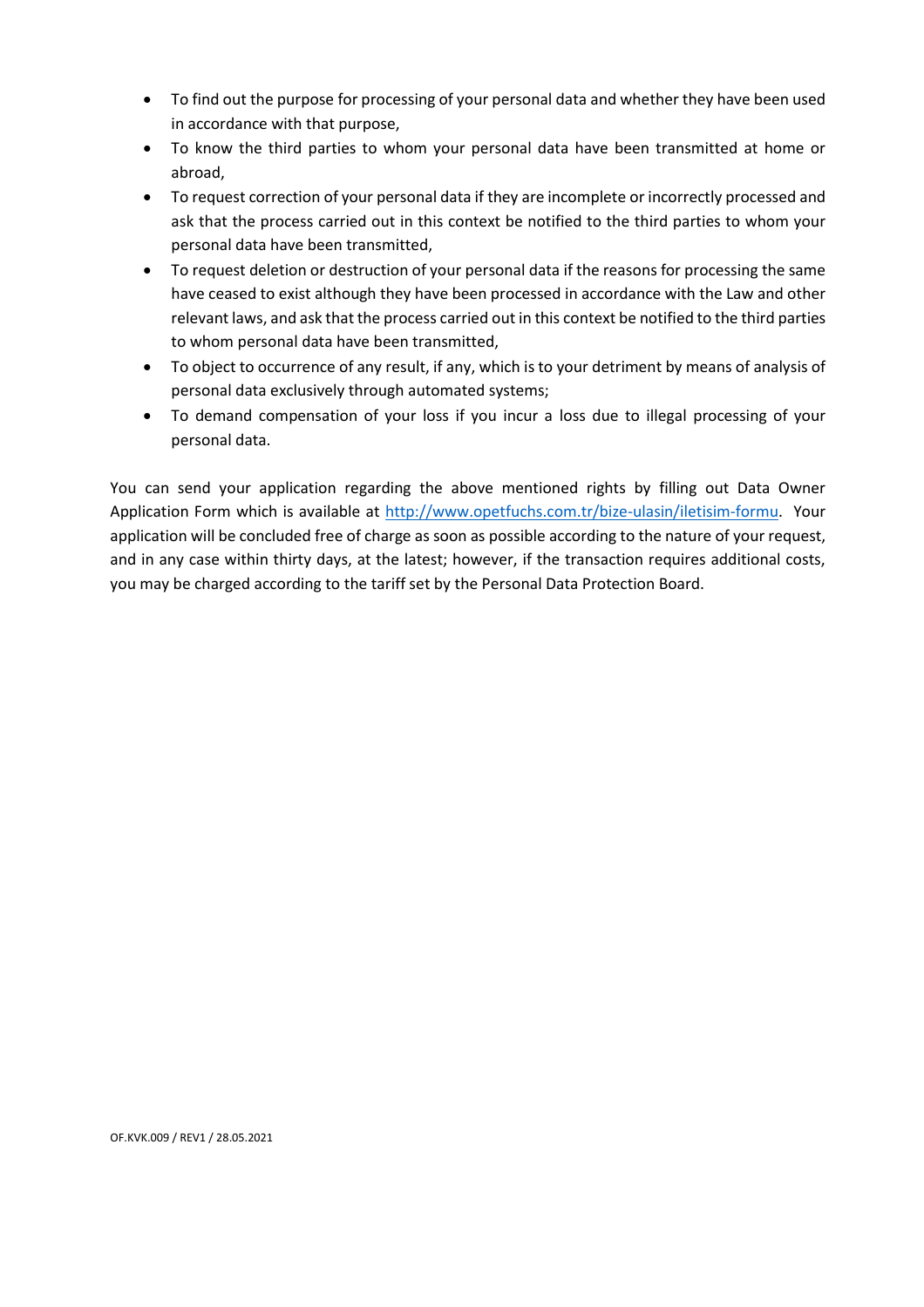- To find out the purpose for processing of your personal data and whether they have been used in accordance with that purpose,
- To know the third parties to whom your personal data have been transmitted at home or abroad,
- To request correction of your personal data if they are incomplete or incorrectly processed and ask that the process carried out in this context be notified to the third parties to whom your personal data have been transmitted,
- To request deletion or destruction of your personal data if the reasons for processing the same have ceased to exist although they have been processed in accordance with the Law and other relevant laws, and ask that the process carried out in this context be notified to the third parties to whom personal data have been transmitted,
- To object to occurrence of any result, if any, which is to your detriment by means of analysis of personal data exclusively through automated systems;
- To demand compensation of your loss if you incur a loss due to illegal processing of your personal data.

You can send your application regarding the above mentioned rights by filling out Data Owner Application Form which is available at [http://www.opetfuchs.com.tr/bize-ulasin/iletisim-formu](http://www.opetfuchs.com.tr/bize-ulasin/iletisim-formu). Your application will be concluded free of charge as soon as possible according to the nature of your request, and in any case within thirty days, at the latest; however, if the transaction requires additional costs, you may be charged according to the tariff set by the Personal Data Protection Board.

OF.KVK.009 / REV1 / 28.05.2021